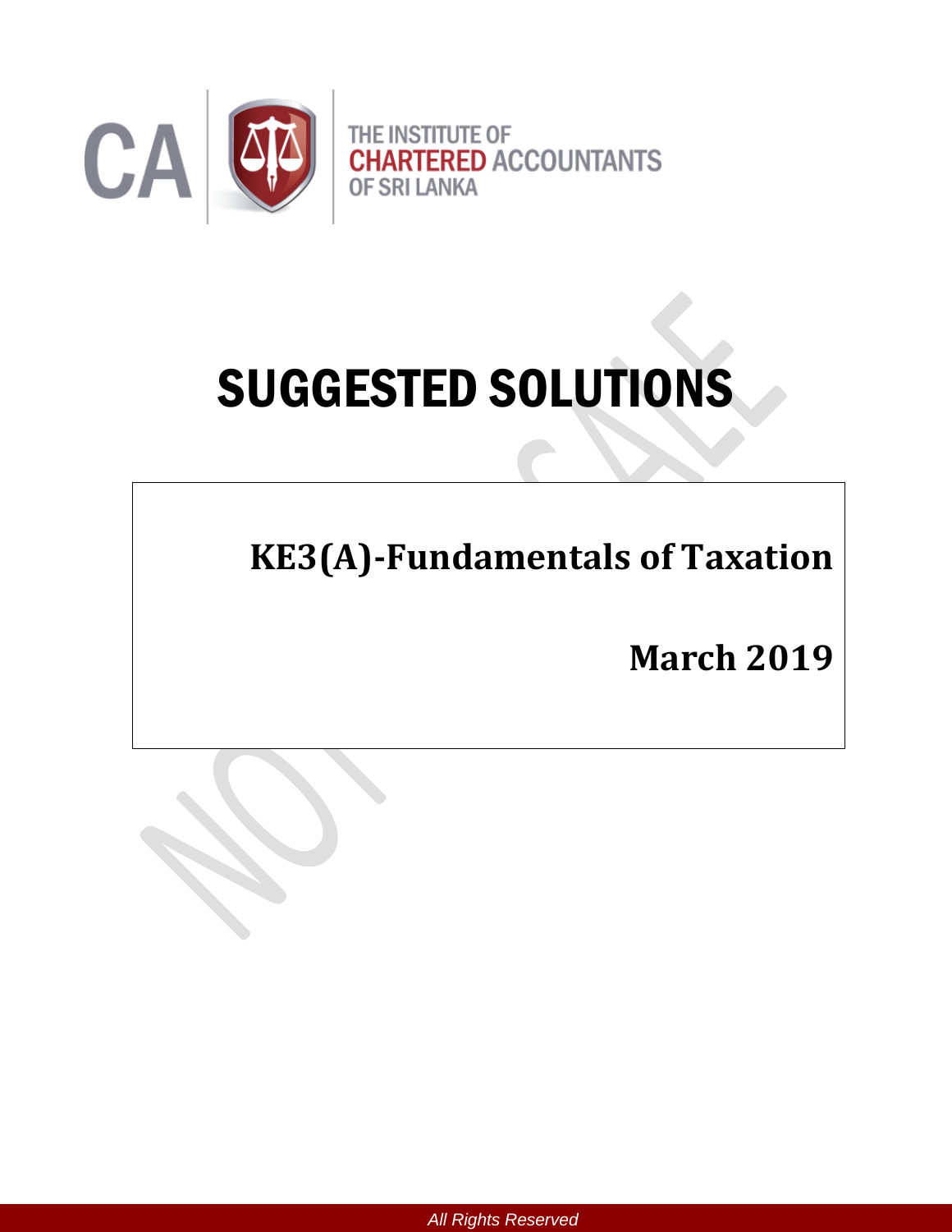THE INSTITUTE OF CHARTERED ACCOUNTANTS OF SRI LANKA

# SUGGESTED SOLUTIONS

## KE3(A)-Fundamentals of Taxation

## March 2019

*All Rights Reserved*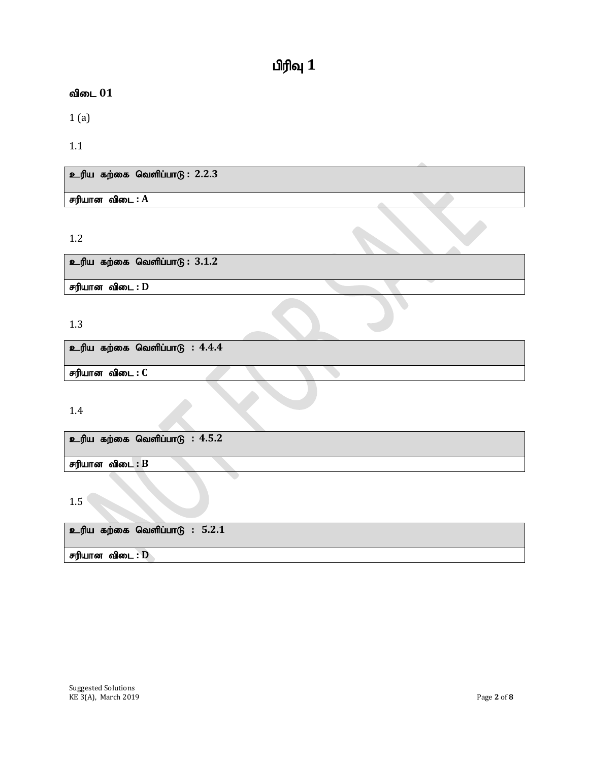# பிரிவு 1

**விடை 01**

1 (a)

1.1

| உரிய கற்கை வெளிப்பாடு : **2.2.3** |
| --- |
| சரியான விடை : **A** |

1.2

| உரிய கற்கை வெளிப்பாடு : **3.1.2** |
| --- |
| சரியான விடை : **D** |

1.3

| உரிய கற்கை வெளிப்பாடு : **4.4.4** |
| --- |
| சரியான விடை : **C** |

1.4

| உரிய கற்கை வெளிப்பாடு : **4.5.2** |
| --- |
| சரியான விடை : **B** |

1.5

| உரிய கற்கை வெளிப்பாடு : **5.2.1** |
| --- |
| சரியான விடை : **D** |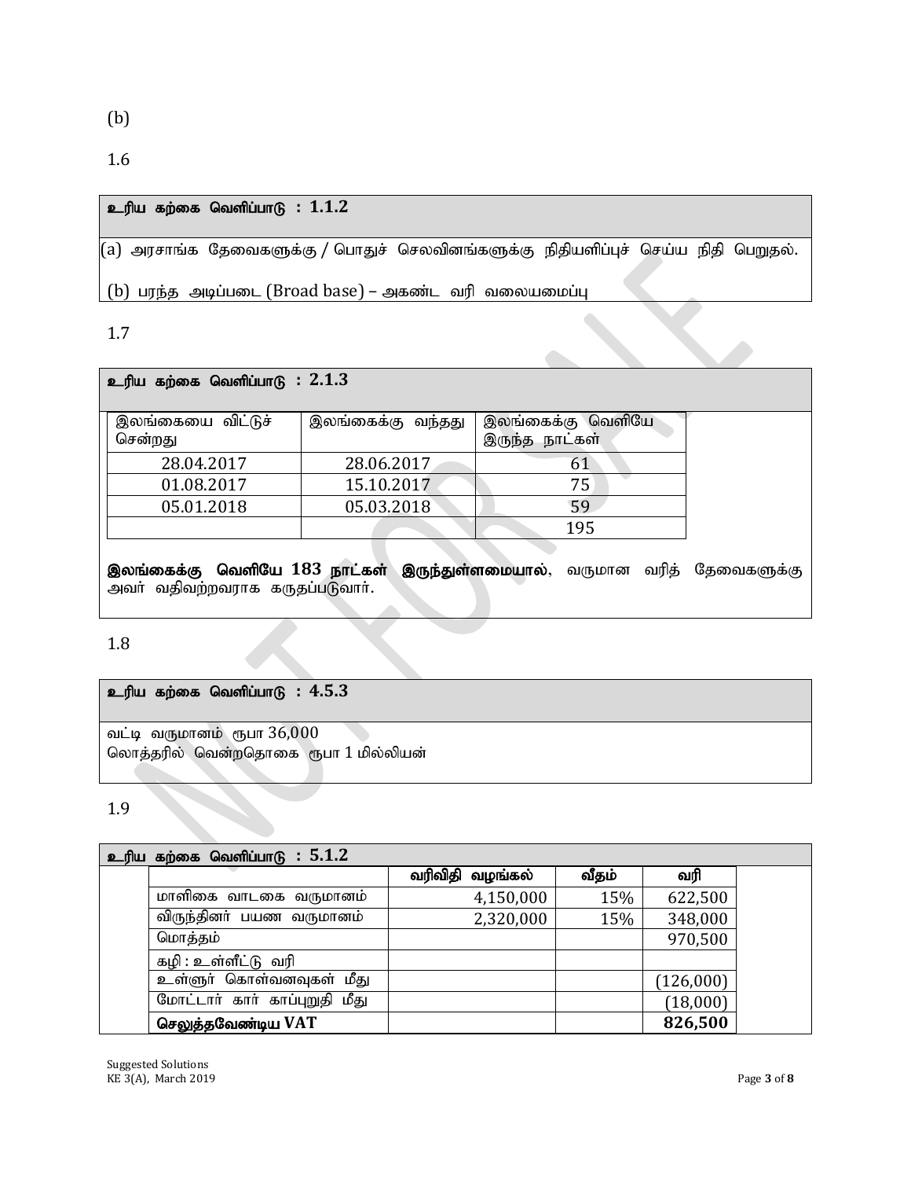(b)

1.6

**உரிய கற்கை வெளிப்பாடு : 1.1.2**

(a) அரசாங்க தேவைகளுக்கு / பொதுச் செலவினங்களுக்கு நிதியளிப்புச் செய்ய நிதி பெறுதல்.

(b) பரந்த அடிப்படை (Broad base) – அகண்ட வரி வலையமைப்பு

1.7

**உரிய கற்கை வெளிப்பாடு : 2.1.3**

| இலங்கையை விட்டுச் சென்றது | இலங்கைக்கு வந்தது | இலங்கைக்கு வெளியே இருந்த நாட்கள் |
|---|---|---|
| 28.04.2017 | 28.06.2017 | 61 |
| 01.08.2017 | 15.10.2017 | 75 |
| 05.01.2018 | 05.03.2018 | 59 |
| | | 195 |

**இலங்கைக்கு வெளியே 183 நாட்கள் இருந்துள்ளமையால்**, வருமான வரித் தேவைகளுக்கு அவர் வதிவற்றவராக கருதப்படுவார்.

1.8

**உரிய கற்கை வெளிப்பாடு : 4.5.3**

வட்டி வருமானம் ரூபா 36,000
லொத்தரில் வென்றதொகை ரூபா 1 மில்லியன்

1.9

**உரிய கற்கை வெளிப்பாடு : 5.1.2**

| | **வரிவிதி வழங்கல்** | **வீதம்** | **வரி** |
|---|---|---|---|
| மாளிகை வாடகை வருமானம் | 4,150,000 | 15% | 622,500 |
| விருந்தினர் பயண வருமானம் | 2,320,000 | 15% | 348,000 |
| மொத்தம் | | | 970,500 |
| கழி : உள்ளீட்டு வரி | | | |
| உள்ளூர் கொள்வனவுகள் மீது | | | (126,000) |
| மோட்டார் கார் காப்புறுதி மீது | | | (18,000) |
| **செலுத்தவேண்டிய VAT** | | | **826,500** |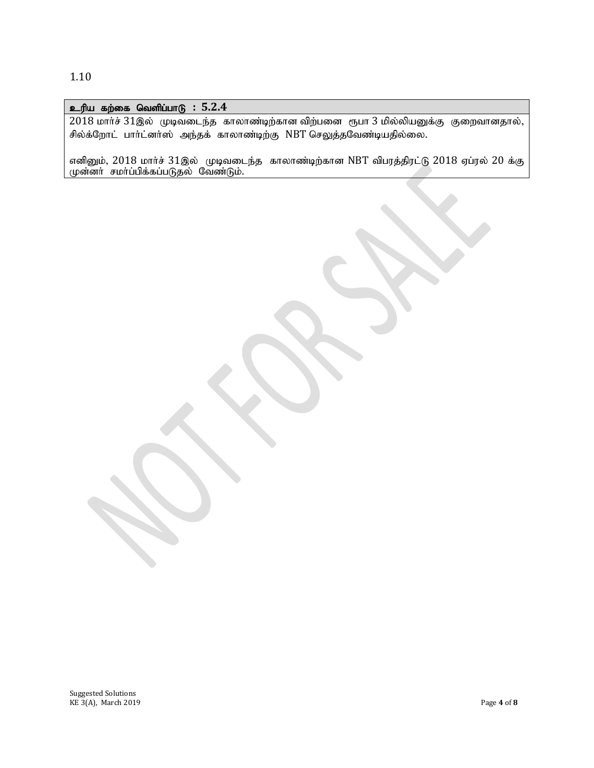1.10

| **உரிய கற்கை வெளிப்பாடு : 5.2.4** |
|---|
| 2018 மார்ச் 31இல் முடிவடைந்த காலாண்டிற்கான விற்பனை ரூபா 3 மில்லியனுக்கு குறைவானதால், சில்க்றோட் பார்ட்னர்ஸ் அந்தக் காலாண்டிற்கு NBT செலுத்தவேண்டியதில்லை.<br><br>எனினும், 2018 மார்ச் 31இல் முடிவடைந்த காலாண்டிற்கான NBT விபரத்திரட்டு 2018 ஏப்ரல் 20 க்கு முன்னர் சமர்ப்பிக்கப்படுதல் வேண்டும். |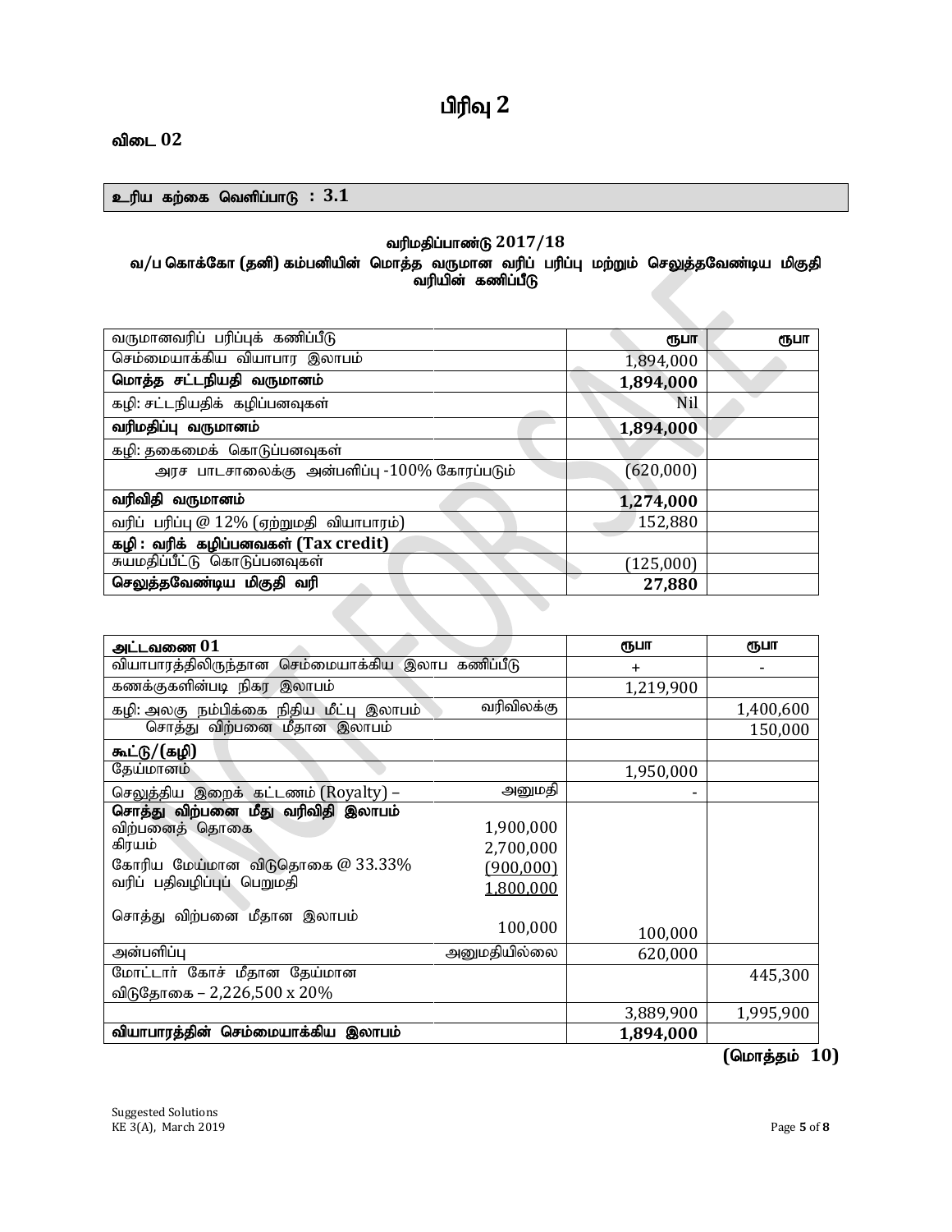# பிரிவு 2

**விடை 02**

**உரிய கற்கை வெளிப்பாடு : 3.1**

**வரிமதிப்பாண்டு 2017/18**
**வ/ப கொக்கோ (தனி) கம்பனியின் மொத்த வருமான வரிப் பரிப்பு மற்றும் செலுத்தவேண்டிய மிகுதி வரியின் கணிப்பீடு**

| வருமானவரிப் பரிப்புக் கணிப்பீடு | ரூபா | ரூபா |
|---|---|---|
| செம்மையாக்கிய வியாபார இலாபம் | 1,894,000 | |
| **மொத்த சட்டநியதி வருமானம்** | **1,894,000** | |
| கழி: சட்டநியதிக் கழிப்பனவுகள் | Nil | |
| **வரிமதிப்பு வருமானம்** | **1,894,000** | |
| கழி: தகைமைக் கொடுப்பனவுகள் | | |
| அரச பாடசாலைக்கு அன்பளிப்பு -100% கோரப்படும் | (620,000) | |
| **வரிவிதி வருமானம்** | **1,274,000** | |
| வரிப் பரிப்பு @ 12% (ஏற்றுமதி வியாபாரம்) | 152,880 | |
| **கழி : வரிக் கழிப்பனவுகள் (Tax credit)** | | |
| சுயமதிப்பீட்டு கொடுப்பனவுகள் | (125,000) | |
| **செலுத்தவேண்டிய மிகுதி வரி** | **27,880** | |

| **அட்டவணை 01** | | | ரூபா | ரூபா |
|---|---|---|---|---|
| வியாபாரத்திலிருந்தான செம்மையாக்கிய இலாப கணிப்பீடு | | | + | - |
| கணக்குகளின்படி நிகர இலாபம் | | | 1,219,900 | |
| கழி: அலகு நம்பிக்கை நிதிய மீட்பு இலாபம் | | வரிவிலக்கு | | 1,400,600 |
| சொத்து விற்பனை மீதான இலாபம் | | | | 150,000 |
| **கூட்டு/(கழி)** | | | | |
| தேய்மானம் | | | 1,950,000 | |
| செலுத்திய இறைக் கட்டணம் (Royalty) – | | அனுமதி | - | |
| **சொத்து விற்பனை மீது வரிவிதி இலாபம்** | | | | |
| விற்பனைத் தொகை | | 1,900,000 | | |
| கிரயம் | | 2,700,000 | | |
| கோரிய மேய்மான விடுதொகை @ 33.33% | | (900,000) | | |
| வரிப் பதிவழிப்புப் பெறுமதி | | 1,800,000 | | |
| சொத்து விற்பனை மீதான இலாபம் | | 100,000 | 100,000 | |
| அன்பளிப்பு | | அனுமதியில்லை | 620,000 | |
| மோட்டார் கோச் மீதான தேய்மான விடுதோகை – 2,226,500 x 20% | | | | 445,300 |
| | | | 3,889,900 | 1,995,900 |
| **வியாபாரத்தின் செம்மையாக்கிய இலாபம்** | | | **1,894,000** | |

**(மொத்தம் 10)**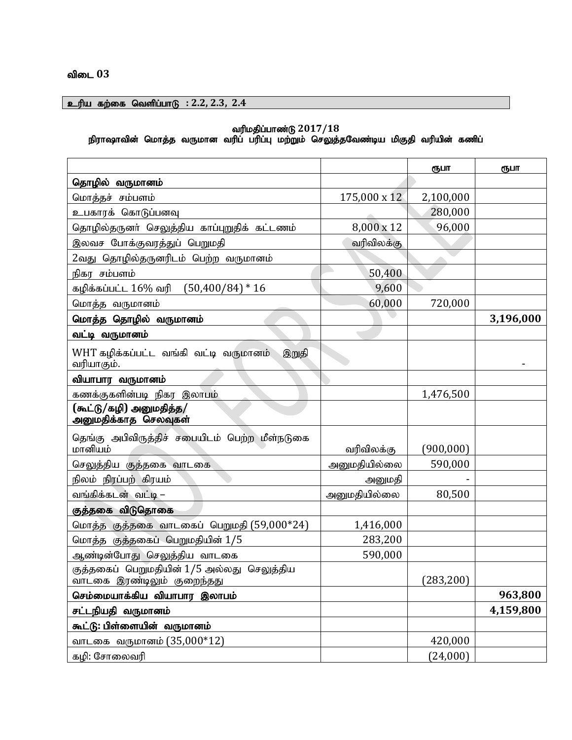**விடை 03**

| உரிய கற்கை வெளிப்பாடு : 2.2, 2.3, 2.4 |
|---|

**வரிமதிப்பாண்டு 2017/18**
**நிராஷாவின் மொத்த வருமான வரிப் பரிப்பு மற்றும் செலுத்தவேண்டிய மிகுதி வரியின் கணிப்**

| | | ரூபா | ரூபா |
|---|---|---|---|
| **தொழில் வருமானம்** | | | |
| மொத்தச் சம்பளம் | 175,000 x 12 | 2,100,000 | |
| உபகாரக் கொடுப்பனவு | | 280,000 | |
| தொழில்தருனர் செலுத்திய காப்புறுதிக் கட்டணம் | 8,000 x 12 | 96,000 | |
| இலவச போக்குவரத்துப் பெறுமதி | வரிவிலக்கு | | |
| 2வது தொழில்தருனரிடம் பெற்ற வருமானம் | | | |
| நிகர சம்பளம் | 50,400 | | |
| கழிக்கப்பட்ட 16% வரி (50,400/84) * 16 | 9,600 | | |
| மொத்த வருமானம் | 60,000 | 720,000 | |
| **மொத்த தொழில் வருமானம்** | | | **3,196,000** |
| **வட்டி வருமானம்** | | | |
| WHT கழிக்கப்பட்ட வங்கி வட்டி வருமானம் இறுதி வரியாகும். | | | - |
| **வியாபார வருமானம்** | | | |
| கணக்குகளின்படி நிகர இலாபம் | | 1,476,500 | |
| **(கூட்டு/கழி) அனுமதித்த/ அனுமதிக்காத செலவுகள்** | | | |
| தெங்கு அபிவிருத்திச் சபையிடம் பெற்ற மீள்நடுகை மானியம் | வரிவிலக்கு | (900,000) | |
| செலுத்திய குத்தகை வாடகை | அனுமதியில்லை | 590,000 | |
| நிலம் நிரப்பற் கிரயம் | அனுமதி | - | |
| வங்கிக்கடன் வட்டி – | அனுமதியில்லை | 80,500 | |
| **குத்தகை விடுதொகை** | | | |
| மொத்த குத்தகை வாடகைப் பெறுமதி (59,000*24) | 1,416,000 | | |
| மொத்த குத்தகைப் பெறுமதியின் 1/5 | 283,200 | | |
| ஆண்டின்போது செலுத்திய வாடகை | 590,000 | | |
| குத்தகைப் பெறுமதியின் 1/5 அல்லது செலுத்திய வாடகை இரண்டிலும் குறைந்தது | | (283,200) | |
| **செம்மையாக்கிய வியாபார இலாபம்** | | | **963,800** |
| **சட்டநியதி வருமானம்** | | | **4,159,800** |
| **கூட்டு: பிள்ளையின் வருமானம்** | | | |
| வாடகை வருமானம் (35,000*12) | | 420,000 | |
| கழி: சோலைவரி | | (24,000) | |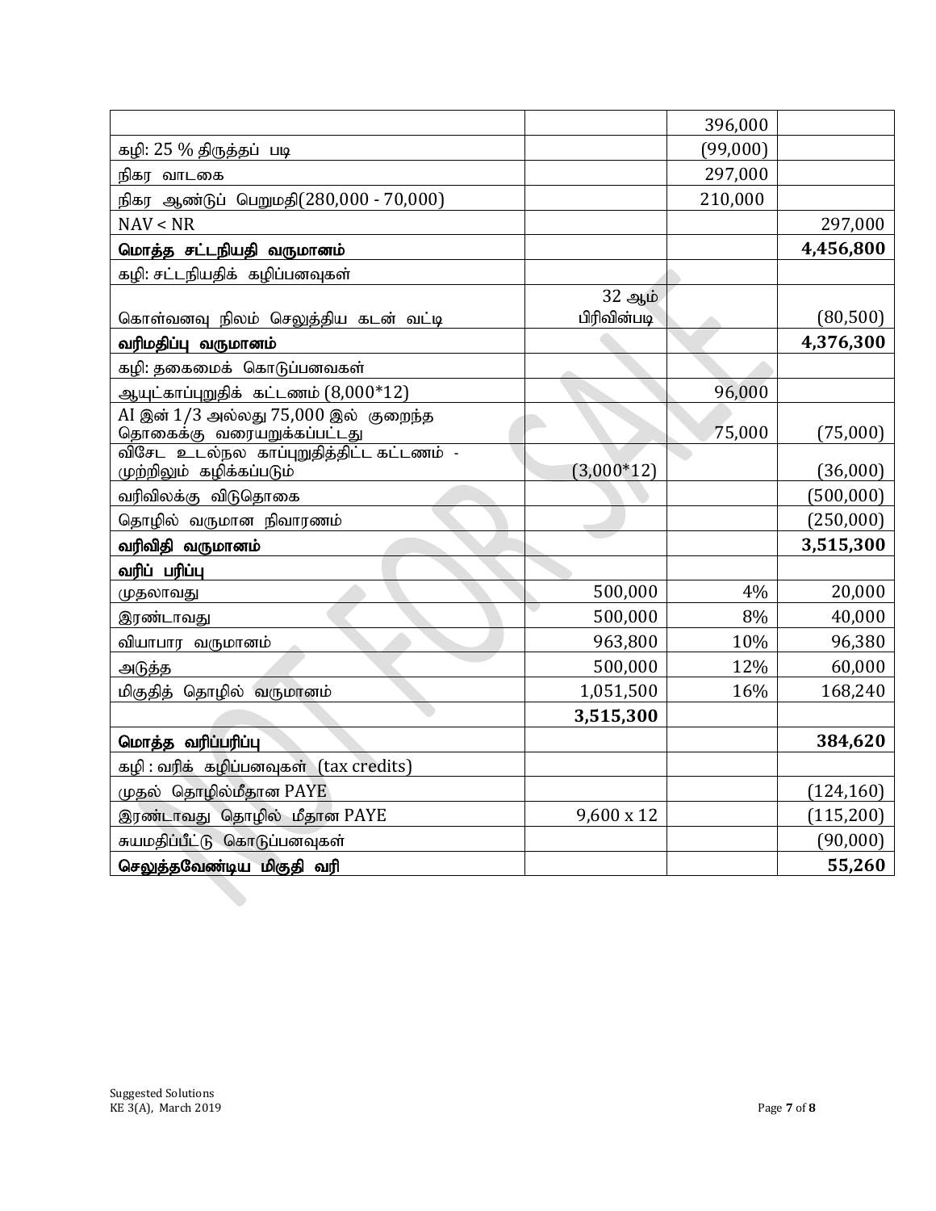|  |  |  |  |
|---|---|---|---|
|  |  | 396,000 |  |
| கழி: 25 % திருத்தப் படி |  | (99,000) |  |
| நிகர வாடகை |  | 297,000 |  |
| நிகர ஆண்டுப் பெறுமதி(280,000 - 70,000) |  | 210,000 |  |
| NAV < NR |  |  | 297,000 |
| **மொத்த சட்டநியதி வருமானம்** |  |  | **4,456,800** |
| கழி: சட்டநியதிக் கழிப்பனவுகள் |  |  |  |
| கொள்வனவு நிலம் செலுத்திய கடன் வட்டி | 32 ஆம் பிரிவின்படி |  | (80,500) |
| **வரிமதிப்பு வருமானம்** |  |  | **4,376,300** |
| கழி: தகைமைக் கொடுப்பனவகள் |  |  |  |
| ஆயுட்காப்புறுதிக் கட்டணம் (8,000*12) |  | 96,000 |  |
| AI இன் 1/3 அல்லது 75,000 இல் குறைந்த தொகைக்கு வரையறுக்கப்பட்டது |  | 75,000 | (75,000) |
| விசேட உடல்நல காப்புறுதித்திட்ட கட்டணம் - முற்றிலும் கழிக்கப்படும் | (3,000*12) |  | (36,000) |
| வரிவிலக்கு விடுதொகை |  |  | (500,000) |
| தொழில் வருமான நிவாரணம் |  |  | (250,000) |
| **வரிவிதி வருமானம்** |  |  | **3,515,300** |
| **வரிப் பரிப்பு** |  |  |  |
| முதலாவது | 500,000 | 4% | 20,000 |
| இரண்டாவது | 500,000 | 8% | 40,000 |
| வியாபார வருமானம் | 963,800 | 10% | 96,380 |
| அடுத்த | 500,000 | 12% | 60,000 |
| மிகுதித் தொழில் வருமானம் | 1,051,500 | 16% | 168,240 |
|  | **3,515,300** |  |  |
| **மொத்த வரிப்பரிப்பு** |  |  | **384,620** |
| கழி : வரிக் கழிப்பனவுகள் (tax credits) |  |  |  |
| முதல் தொழில்மீதான PAYE |  |  | (124,160) |
| இரண்டாவது தொழில் மீதான PAYE | 9,600 x 12 |  | (115,200) |
| சுயமதிப்பீட்டு கொடுப்பனவுகள் |  |  | (90,000) |
| **செலுத்தவேண்டிய மிகுதி வரி** |  |  | **55,260** |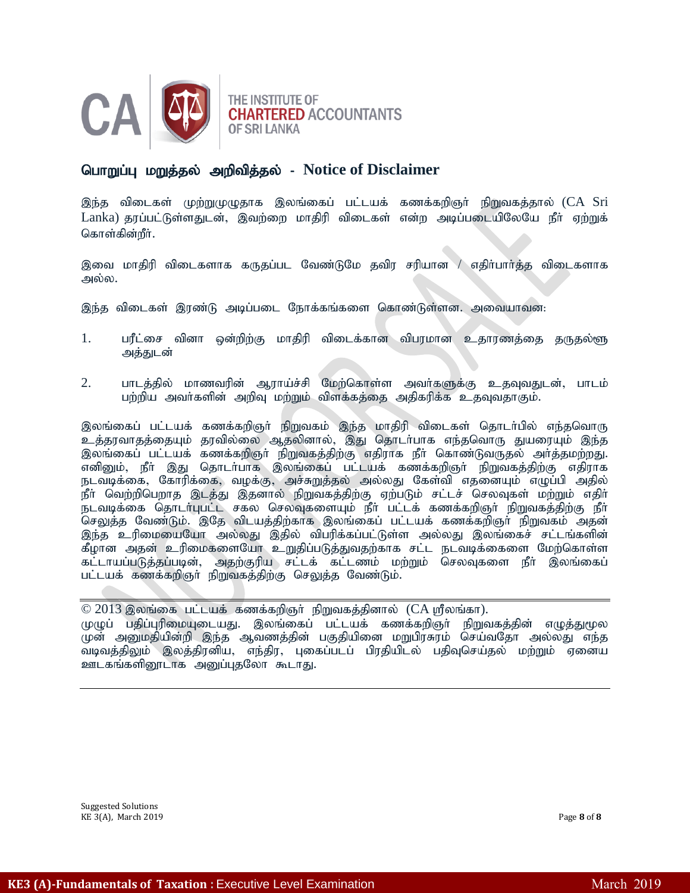## பொறுப்பு மறுத்தல் அறிவித்தல் - Notice of Disclaimer

இந்த விடைகள் முற்றுமுழுதாக இலங்கைப் பட்டயக் கணக்கறிஞர் நிறுவகத்தால் (CA Sri Lanka) தரப்பட்டுள்ளதுடன், இவற்றை மாதிரி விடைகள் என்ற அடிப்படையிலேயே நீர் ஏற்றுக் கொள்கின்றீர்.

இவை மாதிரி விடைகளாக கருதப்பட வேண்டுமே தவிர சரியான / எதிர்பார்த்த விடைகளாக அல்ல.

இந்த விடைகள் இரண்டு அடிப்படை நோக்கங்களை கொண்டுள்ளன. அவையாவன:

1. பரீட்சை வினா ஒன்றிற்கு மாதிரி விடைக்கான விபரமான உதாரணத்தை தருதல்ளு அத்துடன்

2. பாடத்தில் மாணவரின் ஆராய்ச்சி மேற்கொள்ள அவர்களுக்கு உதவுவதுடன், பாடம் பற்றிய அவர்களின் அறிவு மற்றும் விளக்கத்தை அதிகரிக்க உதவுவதாகும்.

இலங்கைப் பட்டயக் கணக்கறிஞர் நிறுவகம் இந்த மாதிரி விடைகள் தொடர்பில் எந்தவொரு உத்தரவாதத்தையும் தரவில்லை ஆதலினால், இது தொடர்பாக எந்தவொரு துயரையும் இந்த இலங்கைப் பட்டயக் கணக்கறிஞர் நிறுவகத்திற்கு எதிராக நீர் கொண்டுவருதல் அர்த்தமற்றது. எனினும், நீர் இது தொடர்பாக இலங்கைப் பட்டயக் கணக்கறிஞர் நிறுவகத்திற்கு எதிராக நடவடிக்கை, கோரிக்கை, வழக்கு, அச்சுறுத்தல் அல்லது கேள்வி எதனையும் எழுப்பி அதில் நீர் வெற்றிபெறாத இடத்து இதனால் நிறுவகத்திற்கு ஏற்படும் சட்டச் செலவுகள் மற்றும் எதிர் நடவடிக்கை தொடர்புபட்ட சகல செலவுகளையும் நீர் பட்டக் கணக்கறிஞர் நிறுவகத்திற்கு நீர் செலுத்த வேண்டும். இதே விடயத்திற்காக இலங்கைப் பட்டயக் கணக்கறிஞர் நிறுவகம் அதன் இந்த உரிமையையோ அல்லது இதில் விபரிக்கப்பட்டுள்ள அல்லது இலங்கைச் சட்டங்களின் கீழான அதன் உரிமைகளையோ உறுதிப்படுத்துவதற்காக சட்ட நடவடிக்கைகளை மேற்கொள்ள கட்டாயப்படுத்தப்படின், அதற்குரிய சட்டக் கட்டணம் மற்றும் செலவுகளை நீர் இலங்கைப் பட்டயக் கணக்கறிஞர் நிறுவகத்திற்கு செலுத்த வேண்டும்.

---

© 2013 இலங்கை பட்டயக் கணக்கறிஞர் நிறுவகத்தினால் (CA ஸ்ரீலங்கா).
முழுப் பதிப்புரிமையுடையது. இலங்கைப் பட்டயக் கணக்கறிஞர் நிறுவகத்தின் எழுத்துமூல முன் அனுமதியின்றி இந்த ஆவணத்தின் பகுதியினை மறுபிரசுரம் செய்வதோ அல்லது எந்த வடிவத்திலும் இலத்திரனிய, எந்திர, புகைப்படப் பிரதியிடல் பதிவுசெய்தல் மற்றும் ஏனைய ஊடகங்களினூடாக அனுப்புதலோ கூடாது.